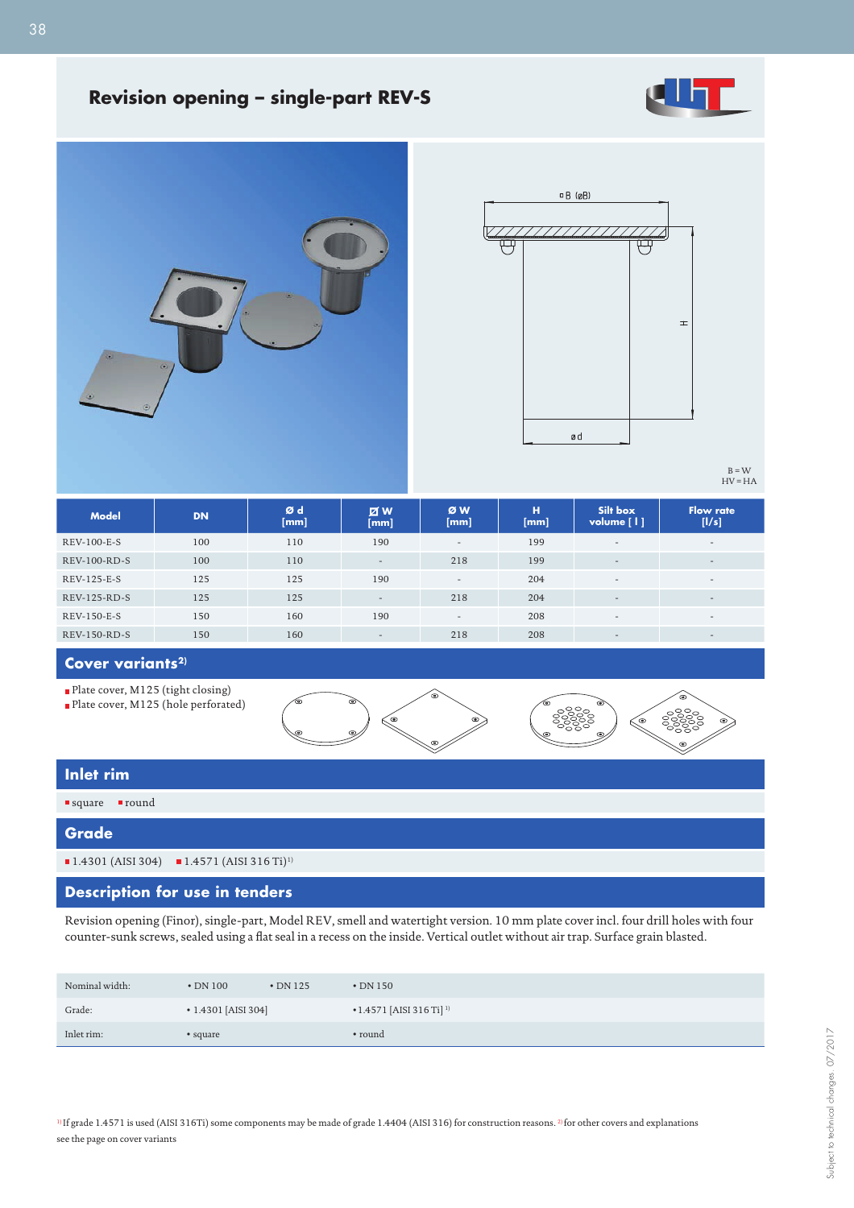# Revision opening – single-part REV-S

B = W
HV = HA

| Model | DN | Ø d [mm] | ◻ W [mm] | Ø W [mm] | H [mm] | Silt box volume [ l ] | Flow rate [l/s] |
|---|---|---|---|---|---|---|---|
| REV-100-E-S | 100 | 110 | 190 | - | 199 | - | - |
| REV-100-RD-S | 100 | 110 | - | 218 | 199 | - | - |
| REV-125-E-S | 125 | 125 | 190 | - | 204 | - | - |
| REV-125-RD-S | 125 | 125 | - | 218 | 204 | - | - |
| REV-150-E-S | 150 | 160 | 190 | - | 208 | - | - |
| REV-150-RD-S | 150 | 160 | - | 218 | 208 | - | - |

## Cover variants[2]

- Plate cover, M125 (tight closing)
- Plate cover, M125 (hole perforated)

## Inlet rim

- square
- round

## Grade

- 1.4301 (AISI 304)
- 1.4571 (AISI 316 Ti)[1]

## Description for use in tenders

Revision opening (Finor), single-part, Model REV, smell and watertight version. 10 mm plate cover incl. four drill holes with four counter-sunk screws, sealed using a flat seal in a recess on the inside. Vertical outlet without air trap. Surface grain blasted.

| | | | |
|---|---|---|---|
| Nominal width: | • DN 100 | • DN 125 | • DN 150 |
| Grade: | • 1.4301 [AISI 304] | | • 1.4571 [AISI 316 Ti] [1] |
| Inlet rim: | • square | | • round |

[1] If grade 1.4571 is used (AISI 316Ti) some components may be made of grade 1.4404 (AISI 316) for construction reasons. [2] for other covers and explanations see the page on cover variants

Subject to technical changes 07/2017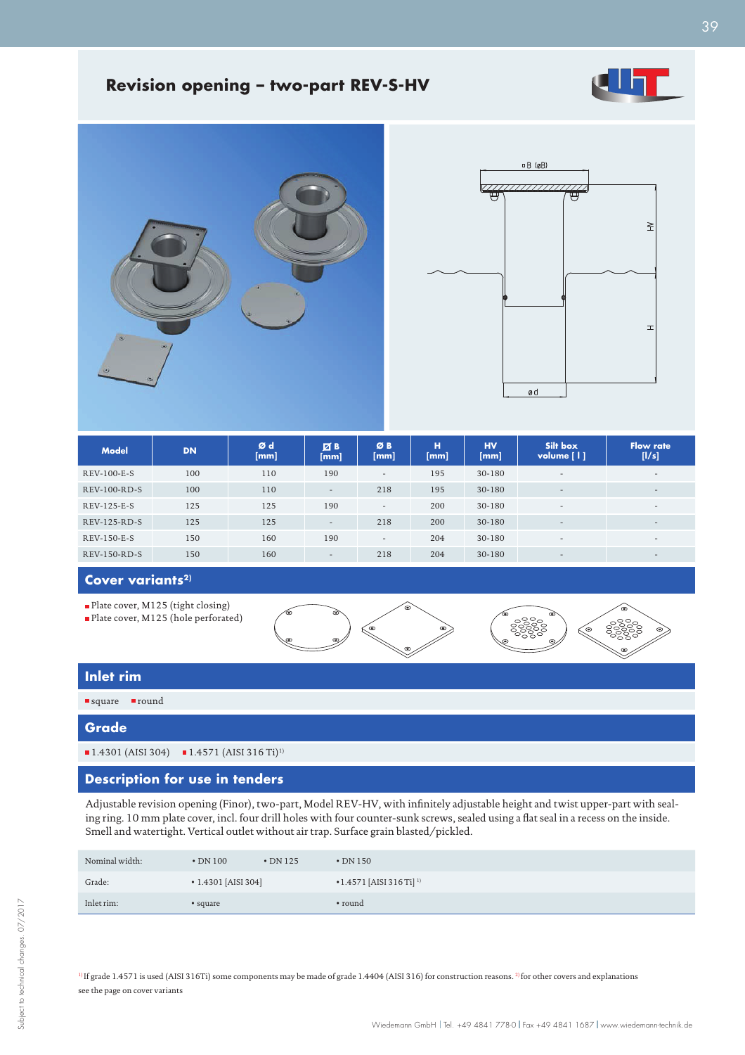# Revision opening – two-part REV-S-HV

□B (øB)

HV

H

ød

| Model | DN | Ø d [mm] | ◻ B [mm] | Ø B [mm] | H [mm] | HV [mm] | Silt box volume [ l ] | Flow rate [l/s] |
|---|---|---|---|---|---|---|---|---|
| REV-100-E-S | 100 | 110 | 190 | - | 195 | 30-180 | - | - |
| REV-100-RD-S | 100 | 110 | - | 218 | 195 | 30-180 | - | - |
| REV-125-E-S | 125 | 125 | 190 | - | 200 | 30-180 | - | - |
| REV-125-RD-S | 125 | 125 | - | 218 | 200 | 30-180 | - | - |
| REV-150-E-S | 150 | 160 | 190 | - | 204 | 30-180 | - | - |
| REV-150-RD-S | 150 | 160 | - | 218 | 204 | 30-180 | - | - |

## Cover variants[2)]

- Plate cover, M125 (tight closing)
- Plate cover, M125 (hole perforated)

## Inlet rim

- square
- round

## Grade

- 1.4301 (AISI 304)
- 1.4571 (AISI 316 Ti)[1)]

## Description for use in tenders

Adjustable revision opening (Finor), two-part, Model REV-HV, with infinitely adjustable height and twist upper-part with sealing ring. 10 mm plate cover, incl. four drill holes with four counter-sunk screws, sealed using a flat seal in a recess on the inside. Smell and watertight. Vertical outlet without air trap. Surface grain blasted/pickled.

| | | | |
|---|---|---|---|
| Nominal width: | • DN 100 | • DN 125 | • DN 150 |
| Grade: | • 1.4301 [AISI 304] | | • 1.4571 [AISI 316 Ti] [1)] |
| Inlet rim: | • square | | • round |

[1)] If grade 1.4571 is used (AISI 316Ti) some components may be made of grade 1.4404 (AISI 316) for construction reasons. [2)] for other covers and explanations see the page on cover variants

Subject to technical changes. 07/2017

Wiedemann GmbH | Tel. +49 4841 778-0 | Fax +49 4841 1687 | www.wiedemann-technik.de